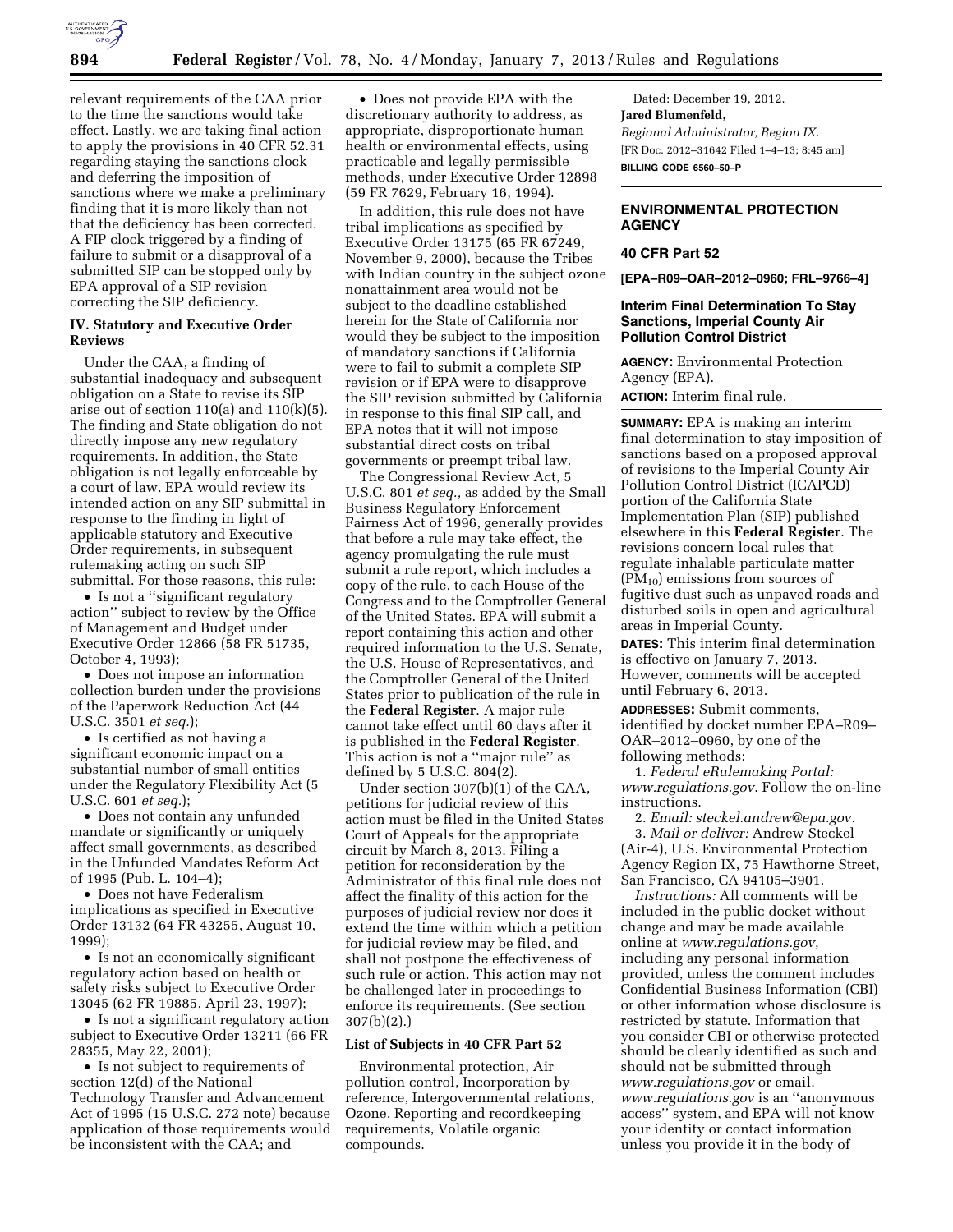relevant requirements of the CAA prior to the time the sanctions would take effect. Lastly, we are taking final action to apply the provisions in 40 CFR 52.31 regarding staying the sanctions clock and deferring the imposition of sanctions where we make a preliminary finding that it is more likely than not that the deficiency has been corrected. A FIP clock triggered by a finding of failure to submit or a disapproval of a submitted SIP can be stopped only by EPA approval of a SIP revision correcting the SIP deficiency.

### IV. Statutory and Executive Order Reviews

Under the CAA, a finding of substantial inadequacy and subsequent obligation on a State to revise its SIP arise out of section 110(a) and 110(k)(5). The finding and State obligation do not directly impose any new regulatory requirements. In addition, the State obligation is not legally enforceable by a court of law. EPA would review its intended action on any SIP submittal in response to the finding in light of applicable statutory and Executive Order requirements, in subsequent rulemaking acting on such SIP submittal. For those reasons, this rule:

- Is not a ''significant regulatory action'' subject to review by the Office of Management and Budget under Executive Order 12866 (58 FR 51735, October 4, 1993);
- Does not impose an information collection burden under the provisions of the Paperwork Reduction Act (44 U.S.C. 3501 *et seq.*);
- Is certified as not having a significant economic impact on a substantial number of small entities under the Regulatory Flexibility Act (5 U.S.C. 601 *et seq.*);
- Does not contain any unfunded mandate or significantly or uniquely affect small governments, as described in the Unfunded Mandates Reform Act of 1995 (Pub. L. 104–4);
- Does not have Federalism implications as specified in Executive Order 13132 (64 FR 43255, August 10, 1999);
- Is not an economically significant regulatory action based on health or safety risks subject to Executive Order 13045 (62 FR 19885, April 23, 1997);
- Is not a significant regulatory action subject to Executive Order 13211 (66 FR 28355, May 22, 2001);
- Is not subject to requirements of section 12(d) of the National Technology Transfer and Advancement Act of 1995 (15 U.S.C. 272 note) because application of those requirements would be inconsistent with the CAA; and
- Does not provide EPA with the discretionary authority to address, as appropriate, disproportionate human health or environmental effects, using practicable and legally permissible methods, under Executive Order 12898 (59 FR 7629, February 16, 1994).

In addition, this rule does not have tribal implications as specified by Executive Order 13175 (65 FR 67249, November 9, 2000), because the Tribes with Indian country in the subject ozone nonattainment area would not be subject to the deadline established herein for the State of California nor would they be subject to the imposition of mandatory sanctions if California were to fail to submit a complete SIP revision or if EPA were to disapprove the SIP revision submitted by California in response to this final SIP call, and EPA notes that it will not impose substantial direct costs on tribal governments or preempt tribal law.

The Congressional Review Act, 5 U.S.C. 801 *et seq.,* as added by the Small Business Regulatory Enforcement Fairness Act of 1996, generally provides that before a rule may take effect, the agency promulgating the rule must submit a rule report, which includes a copy of the rule, to each House of the Congress and to the Comptroller General of the United States. EPA will submit a report containing this action and other required information to the U.S. Senate, the U.S. House of Representatives, and the Comptroller General of the United States prior to publication of the rule in the **Federal Register**. A major rule cannot take effect until 60 days after it is published in the **Federal Register**. This action is not a ''major rule'' as defined by 5 U.S.C. 804(2).

Under section 307(b)(1) of the CAA, petitions for judicial review of this action must be filed in the United States Court of Appeals for the appropriate circuit by March 8, 2013. Filing a petition for reconsideration by the Administrator of this final rule does not affect the finality of this action for the purposes of judicial review nor does it extend the time within which a petition for judicial review may be filed, and shall not postpone the effectiveness of such rule or action. This action may not be challenged later in proceedings to enforce its requirements. (See section 307(b)(2).)

### List of Subjects in 40 CFR Part 52

Environmental protection, Air pollution control, Incorporation by reference, Intergovernmental relations, Ozone, Reporting and recordkeeping requirements, Volatile organic compounds.

Dated: December 19, 2012.

**Jared Blumenfeld,**

*Regional Administrator, Region IX.*

[FR Doc. 2012–31642 Filed 1–4–13; 8:45 am]

**BILLING CODE 6560–50–P**

---

## ENVIRONMENTAL PROTECTION AGENCY

### 40 CFR Part 52

**[EPA–R09–OAR–2012–0960; FRL–9766–4]**

### Interim Final Determination To Stay Sanctions, Imperial County Air Pollution Control District

**AGENCY:** Environmental Protection Agency (EPA).

**ACTION:** Interim final rule.

**SUMMARY:** EPA is making an interim final determination to stay imposition of sanctions based on a proposed approval of revisions to the Imperial County Air Pollution Control District (ICAPCD) portion of the California State Implementation Plan (SIP) published elsewhere in this **Federal Register**. The revisions concern local rules that regulate inhalable particulate matter ($PM_{10}$) emissions from sources of fugitive dust such as unpaved roads and disturbed soils in open and agricultural areas in Imperial County.

**DATES:** This interim final determination is effective on January 7, 2013. However, comments will be accepted until February 6, 2013.

**ADDRESSES:** Submit comments, identified by docket number EPA–R09–OAR–2012–0960, by one of the following methods:

1. *Federal eRulemaking Portal: www.regulations.gov.* Follow the on-line instructions.
2. *Email: steckel.andrew@epa.gov.*
3. *Mail or deliver:* Andrew Steckel (Air-4), U.S. Environmental Protection Agency Region IX, 75 Hawthorne Street, San Francisco, CA 94105–3901.

*Instructions:* All comments will be included in the public docket without change and may be made available online at *www.regulations.gov*, including any personal information provided, unless the comment includes Confidential Business Information (CBI) or other information whose disclosure is restricted by statute. Information that you consider CBI or otherwise protected should be clearly identified as such and should not be submitted through *www.regulations.gov* or email. *www.regulations.gov* is an ''anonymous access'' system, and EPA will not know your identity or contact information unless you provide it in the body of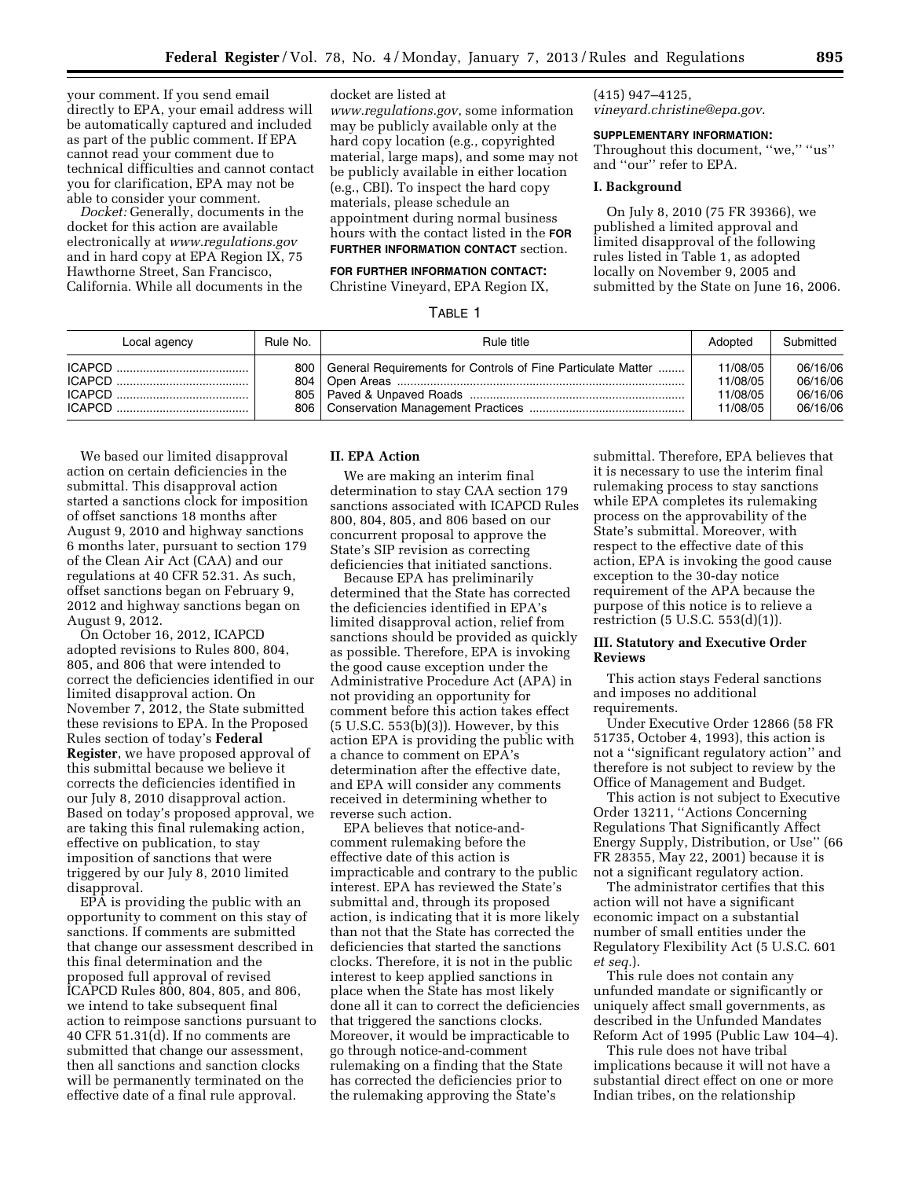your comment. If you send email directly to EPA, your email address will be automatically captured and included as part of the public comment. If EPA cannot read your comment due to technical difficulties and cannot contact you for clarification, EPA may not be able to consider your comment.

*Docket:* Generally, documents in the docket for this action are available electronically at *www.regulations.gov* and in hard copy at EPA Region IX, 75 Hawthorne Street, San Francisco, California. While all documents in the docket are listed at *www.regulations.gov*, some information may be publicly available only at the hard copy location (e.g., copyrighted material, large maps), and some may not be publicly available in either location (e.g., CBI). To inspect the hard copy materials, please schedule an appointment during normal business hours with the contact listed in the **FOR FURTHER INFORMATION CONTACT** section.

**FOR FURTHER INFORMATION CONTACT:** Christine Vineyard, EPA Region IX, (415) 947–4125, *vineyard.christine@epa.gov*.

**SUPPLEMENTARY INFORMATION:** Throughout this document, ''we,'' ''us'' and ''our'' refer to EPA.

## I. Background

On July 8, 2010 (75 FR 39366), we published a limited approval and limited disapproval of the following rules listed in Table 1, as adopted locally on November 9, 2005 and submitted by the State on June 16, 2006.

TABLE 1

| Local agency | Rule No. | Rule title | Adopted | Submitted |
|---|---|---|---|---|
| ICAPCD | 800 | General Requirements for Controls of Fine Particulate Matter | 11/08/05 | 06/16/06 |
| ICAPCD | 804 | Open Areas | 11/08/05 | 06/16/06 |
| ICAPCD | 805 | Paved & Unpaved Roads | 11/08/05 | 06/16/06 |
| ICAPCD | 806 | Conservation Management Practices | 11/08/05 | 06/16/06 |

We based our limited disapproval action on certain deficiencies in the submittal. This disapproval action started a sanctions clock for imposition of offset sanctions 18 months after August 9, 2010 and highway sanctions 6 months later, pursuant to section 179 of the Clean Air Act (CAA) and our regulations at 40 CFR 52.31. As such, offset sanctions began on February 9, 2012 and highway sanctions began on August 9, 2012.

On October 16, 2012, ICAPCD adopted revisions to Rules 800, 804, 805, and 806 that were intended to correct the deficiencies identified in our limited disapproval action. On November 7, 2012, the State submitted these revisions to EPA. In the Proposed Rules section of today's **Federal Register**, we have proposed approval of this submittal because we believe it corrects the deficiencies identified in our July 8, 2010 disapproval action. Based on today's proposed approval, we are taking this final rulemaking action, effective on publication, to stay imposition of sanctions that were triggered by our July 8, 2010 limited disapproval.

EPA is providing the public with an opportunity to comment on this stay of sanctions. If comments are submitted that change our assessment described in this final determination and the proposed full approval of revised ICAPCD Rules 800, 804, 805, and 806, we intend to take subsequent final action to reimpose sanctions pursuant to 40 CFR 51.31(d). If no comments are submitted that change our assessment, then all sanctions and sanction clocks will be permanently terminated on the effective date of a final rule approval.

## II. EPA Action

We are making an interim final determination to stay CAA section 179 sanctions associated with ICAPCD Rules 800, 804, 805, and 806 based on our concurrent proposal to approve the State's SIP revision as correcting deficiencies that initiated sanctions.

Because EPA has preliminarily determined that the State has corrected the deficiencies identified in EPA's limited disapproval action, relief from sanctions should be provided as quickly as possible. Therefore, EPA is invoking the good cause exception under the Administrative Procedure Act (APA) in not providing an opportunity for comment before this action takes effect (5 U.S.C. 553(b)(3)). However, by this action EPA is providing the public with a chance to comment on EPA's determination after the effective date, and EPA will consider any comments received in determining whether to reverse such action.

EPA believes that notice-and-comment rulemaking before the effective date of this action is impracticable and contrary to the public interest. EPA has reviewed the State's submittal and, through its proposed action, is indicating that it is more likely than not that the State has corrected the deficiencies that started the sanctions clocks. Therefore, it is not in the public interest to keep applied sanctions in place when the State has most likely done all it can to correct the deficiencies that triggered the sanctions clocks. Moreover, it would be impracticable to go through notice-and-comment rulemaking on a finding that the State has corrected the deficiencies prior to the rulemaking approving the State's submittal. Therefore, EPA believes that it is necessary to use the interim final rulemaking process to stay sanctions while EPA completes its rulemaking process on the approvability of the State's submittal. Moreover, with respect to the effective date of this action, EPA is invoking the good cause exception to the 30-day notice requirement of the APA because the purpose of this notice is to relieve a restriction (5 U.S.C. 553(d)(1)).

## III. Statutory and Executive Order Reviews

This action stays Federal sanctions and imposes no additional requirements.

Under Executive Order 12866 (58 FR 51735, October 4, 1993), this action is not a ''significant regulatory action'' and therefore is not subject to review by the Office of Management and Budget.

This action is not subject to Executive Order 13211, ''Actions Concerning Regulations That Significantly Affect Energy Supply, Distribution, or Use'' (66 FR 28355, May 22, 2001) because it is not a significant regulatory action.

The administrator certifies that this action will not have a significant economic impact on a substantial number of small entities under the Regulatory Flexibility Act (5 U.S.C. 601 *et seq.*).

This rule does not contain any unfunded mandate or significantly or uniquely affect small governments, as described in the Unfunded Mandates Reform Act of 1995 (Public Law 104–4).

This rule does not have tribal implications because it will not have a substantial direct effect on one or more Indian tribes, on the relationship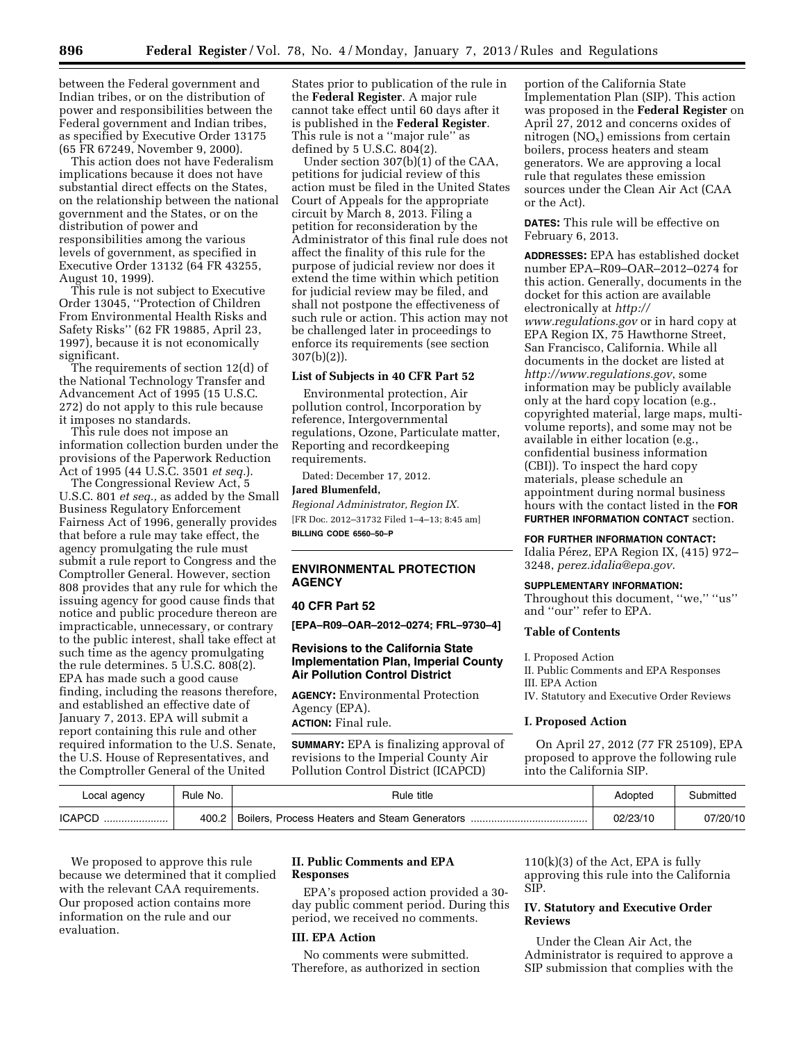between the Federal government and Indian tribes, or on the distribution of power and responsibilities between the Federal government and Indian tribes, as specified by Executive Order 13175 (65 FR 67249, November 9, 2000).

This action does not have Federalism implications because it does not have substantial direct effects on the States, on the relationship between the national government and the States, or on the distribution of power and responsibilities among the various levels of government, as specified in Executive Order 13132 (64 FR 43255, August 10, 1999).

This rule is not subject to Executive Order 13045, ''Protection of Children From Environmental Health Risks and Safety Risks'' (62 FR 19885, April 23, 1997), because it is not economically significant.

The requirements of section 12(d) of the National Technology Transfer and Advancement Act of 1995 (15 U.S.C. 272) do not apply to this rule because it imposes no standards.

This rule does not impose an information collection burden under the provisions of the Paperwork Reduction Act of 1995 (44 U.S.C. 3501 *et seq.*).

The Congressional Review Act, 5 U.S.C. 801 *et seq.,* as added by the Small Business Regulatory Enforcement Fairness Act of 1996, generally provides that before a rule may take effect, the agency promulgating the rule must submit a rule report to Congress and the Comptroller General. However, section 808 provides that any rule for which the issuing agency for good cause finds that notice and public procedure thereon are impracticable, unnecessary, or contrary to the public interest, shall take effect at such time as the agency promulgating the rule determines. 5 U.S.C. 808(2). EPA has made such a good cause finding, including the reasons therefore, and established an effective date of January 7, 2013. EPA will submit a report containing this rule and other required information to the U.S. Senate, the U.S. House of Representatives, and the Comptroller General of the United States prior to publication of the rule in the **Federal Register**. A major rule cannot take effect until 60 days after it is published in the **Federal Register**. This rule is not a ''major rule'' as defined by 5 U.S.C. 804(2).

Under section 307(b)(1) of the CAA, petitions for judicial review of this action must be filed in the United States Court of Appeals for the appropriate circuit by March 8, 2013. Filing a petition for reconsideration by the Administrator of this final rule does not affect the finality of this rule for the purpose of judicial review nor does it extend the time within which petition for judicial review may be filed, and shall not postpone the effectiveness of such rule or action. This action may not be challenged later in proceedings to enforce its requirements (see section 307(b)(2)).

### List of Subjects in 40 CFR Part 52

Environmental protection, Air pollution control, Incorporation by reference, Intergovernmental regulations, Ozone, Particulate matter, Reporting and recordkeeping requirements.

Dated: December 17, 2012.

**Jared Blumenfeld,**

*Regional Administrator, Region IX.*

[FR Doc. 2012–31732 Filed 1–4–13; 8:45 am]

**BILLING CODE 6560–50–P**

---

## ENVIRONMENTAL PROTECTION AGENCY

### 40 CFR Part 52

**[EPA–R09–OAR–2012–0274; FRL–9730–4]**

### Revisions to the California State Implementation Plan, Imperial County Air Pollution Control District

**AGENCY:** Environmental Protection Agency (EPA).

**ACTION:** Final rule.

**SUMMARY:** EPA is finalizing approval of revisions to the Imperial County Air Pollution Control District (ICAPCD) portion of the California State Implementation Plan (SIP). This action was proposed in the **Federal Register** on April 27, 2012 and concerns oxides of nitrogen ($NO_x$) emissions from certain boilers, process heaters and steam generators. We are approving a local rule that regulates these emission sources under the Clean Air Act (CAA or the Act).

**DATES:** This rule will be effective on February 6, 2013.

**ADDRESSES:** EPA has established docket number EPA–R09–OAR–2012–0274 for this action. Generally, documents in the docket for this action are available electronically at *http://www.regulations.gov* or in hard copy at EPA Region IX, 75 Hawthorne Street, San Francisco, California. While all documents in the docket are listed at *http://www.regulations.gov*, some information may be publicly available only at the hard copy location (e.g., copyrighted material, large maps, multi-volume reports), and some may not be available in either location (e.g., confidential business information (CBI)). To inspect the hard copy materials, please schedule an appointment during normal business hours with the contact listed in the **FOR FURTHER INFORMATION CONTACT** section.

**FOR FURTHER INFORMATION CONTACT:** Idalia Pérez, EPA Region IX, (415) 972–3248, *perez.idalia@epa.gov*.

**SUPPLEMENTARY INFORMATION:** Throughout this document, ''we,'' ''us'' and ''our'' refer to EPA.

### Table of Contents

I. Proposed Action
II. Public Comments and EPA Responses
III. EPA Action
IV. Statutory and Executive Order Reviews

### I. Proposed Action

On April 27, 2012 (77 FR 25109), EPA proposed to approve the following rule into the California SIP.

| Local agency | Rule No. | Rule title | Adopted | Submitted |
|---|---|---|---|---|
| ICAPCD | 400.2 | Boilers, Process Heaters and Steam Generators | 02/23/10 | 07/20/10 |

We proposed to approve this rule because we determined that it complied with the relevant CAA requirements. Our proposed action contains more information on the rule and our evaluation.

### II. Public Comments and EPA Responses

EPA's proposed action provided a 30-day public comment period. During this period, we received no comments.

### III. EPA Action

No comments were submitted. Therefore, as authorized in section 110(k)(3) of the Act, EPA is fully approving this rule into the California SIP.

### IV. Statutory and Executive Order Reviews

Under the Clean Air Act, the Administrator is required to approve a SIP submission that complies with the